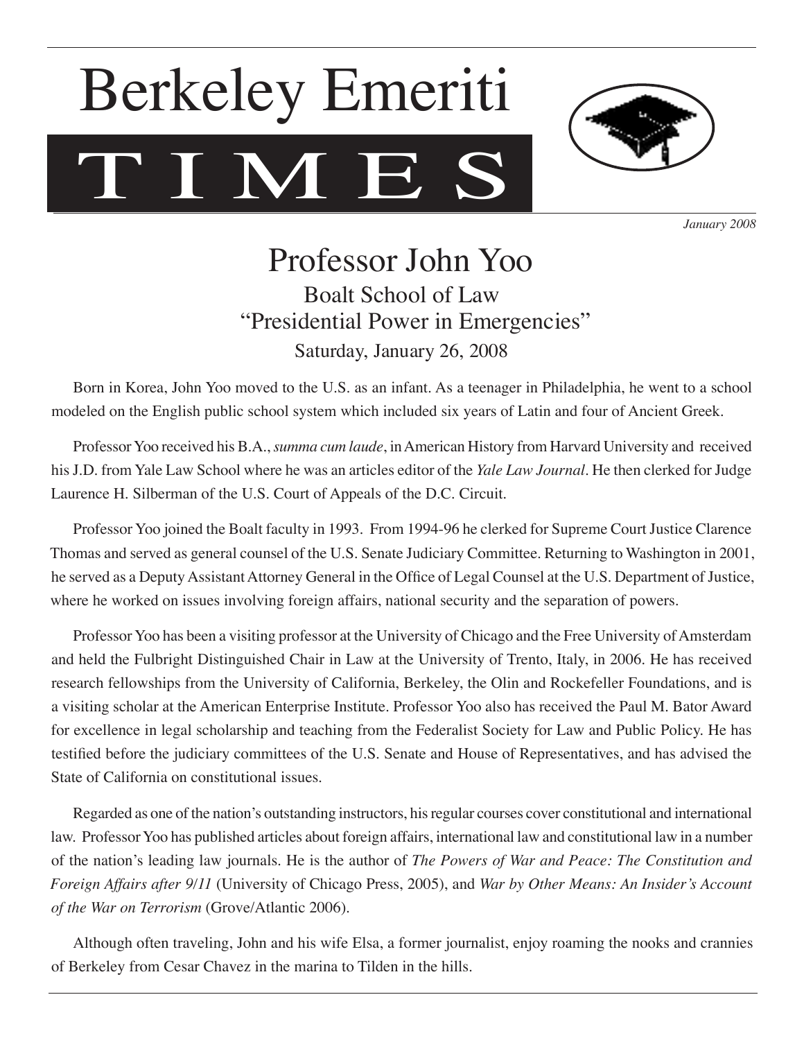# Berkeley Emeriti TIMES

*January 2008*

## Professor John Yoo

### Boalt School of Law
### "Presidential Power in Emergencies"

Saturday, January 26, 2008

Born in Korea, John Yoo moved to the U.S. as an infant. As a teenager in Philadelphia, he went to a school modeled on the English public school system which included six years of Latin and four of Ancient Greek.

Professor Yoo received his B.A., *summa cum laude*, in American History from Harvard University and received his J.D. from Yale Law School where he was an articles editor of the *Yale Law Journal*. He then clerked for Judge Laurence H. Silberman of the U.S. Court of Appeals of the D.C. Circuit.

Professor Yoo joined the Boalt faculty in 1993. From 1994-96 he clerked for Supreme Court Justice Clarence Thomas and served as general counsel of the U.S. Senate Judiciary Committee. Returning to Washington in 2001, he served as a Deputy Assistant Attorney General in the Office of Legal Counsel at the U.S. Department of Justice, where he worked on issues involving foreign affairs, national security and the separation of powers.

Professor Yoo has been a visiting professor at the University of Chicago and the Free University of Amsterdam and held the Fulbright Distinguished Chair in Law at the University of Trento, Italy, in 2006. He has received research fellowships from the University of California, Berkeley, the Olin and Rockefeller Foundations, and is a visiting scholar at the American Enterprise Institute. Professor Yoo also has received the Paul M. Bator Award for excellence in legal scholarship and teaching from the Federalist Society for Law and Public Policy. He has testified before the judiciary committees of the U.S. Senate and House of Representatives, and has advised the State of California on constitutional issues.

Regarded as one of the nation's outstanding instructors, his regular courses cover constitutional and international law. Professor Yoo has published articles about foreign affairs, international law and constitutional law in a number of the nation's leading law journals. He is the author of *The Powers of War and Peace: The Constitution and Foreign Affairs after 9/11* (University of Chicago Press, 2005), and *War by Other Means: An Insider's Account of the War on Terrorism* (Grove/Atlantic 2006).

Although often traveling, John and his wife Elsa, a former journalist, enjoy roaming the nooks and crannies of Berkeley from Cesar Chavez in the marina to Tilden in the hills.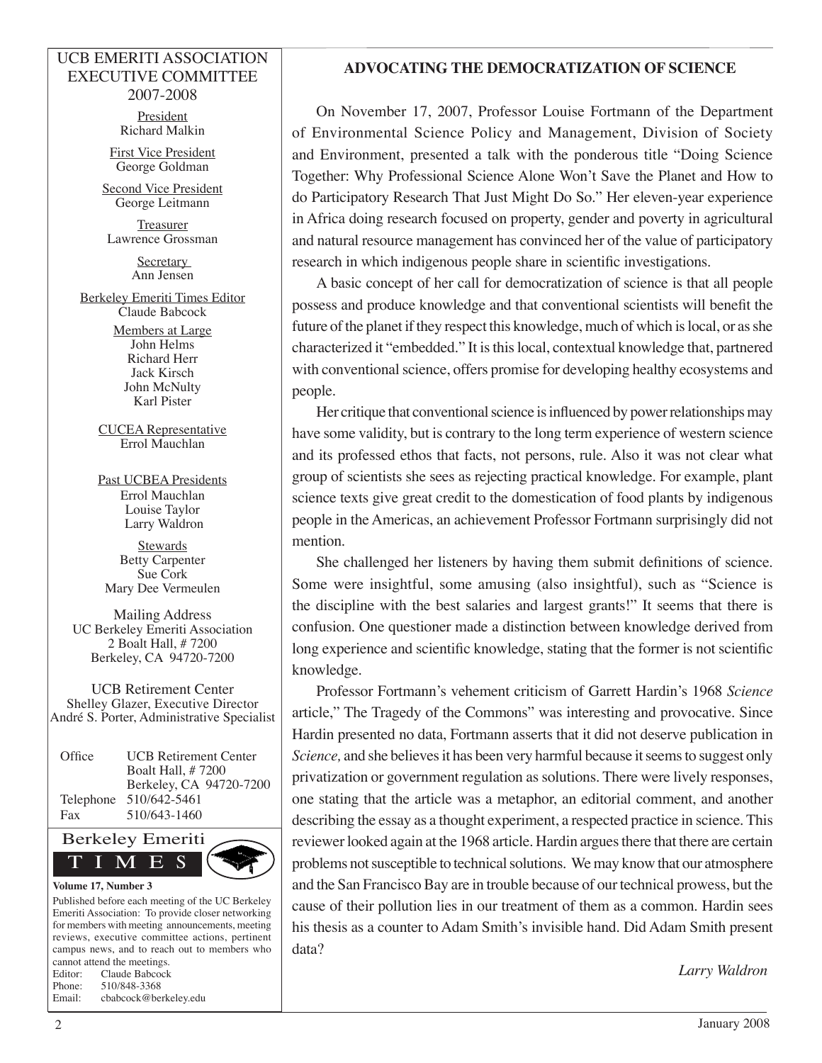UCB EMERITI ASSOCIATION
EXECUTIVE COMMITTEE
2007-2008

President
Richard Malkin

First Vice President
George Goldman

Second Vice President
George Leitmann

Treasurer
Lawrence Grossman

Secretary
Ann Jensen

Berkeley Emeriti Times Editor
Claude Babcock

Members at Large
John Helms
Richard Herr
Jack Kirsch
John McNulty
Karl Pister

CUCEA Representative
Errol Mauchlan

Past UCBEA Presidents
Errol Mauchlan
Louise Taylor
Larry Waldron

Stewards
Betty Carpenter
Sue Cork
Mary Dee Vermeulen

Mailing Address
UC Berkeley Emeriti Association
2 Boalt Hall, # 7200
Berkeley, CA 94720-7200

UCB Retirement Center
Shelley Glazer, Executive Director
André S. Porter, Administrative Specialist

| | |
|---|---|
| Office | UCB Retirement Center<br>Boalt Hall, # 7200<br>Berkeley, CA 94720-7200 |
| Telephone | 510/642-5461 |
| Fax | 510/643-1460 |

Berkeley Emeriti TIMES

**Volume 17, Number 3**

Published before each meeting of the UC Berkeley Emeriti Association: To provide closer networking for members with meeting announcements, meeting reviews, executive committee actions, pertinent campus news, and to reach out to members who cannot attend the meetings.
Editor: Claude Babcock
Phone: 510/848-3368
Email: cbabcock@berkeley.edu

## ADVOCATING THE DEMOCRATIZATION OF SCIENCE

On November 17, 2007, Professor Louise Fortmann of the Department of Environmental Science Policy and Management, Division of Society and Environment, presented a talk with the ponderous title "Doing Science Together: Why Professional Science Alone Won't Save the Planet and How to do Participatory Research That Just Might Do So." Her eleven-year experience in Africa doing research focused on property, gender and poverty in agricultural and natural resource management has convinced her of the value of participatory research in which indigenous people share in scientific investigations.

A basic concept of her call for democratization of science is that all people possess and produce knowledge and that conventional scientists will benefit the future of the planet if they respect this knowledge, much of which is local, or as she characterized it "embedded." It is this local, contextual knowledge that, partnered with conventional science, offers promise for developing healthy ecosystems and people.

Her critique that conventional science is influenced by power relationships may have some validity, but is contrary to the long term experience of western science and its professed ethos that facts, not persons, rule. Also it was not clear what group of scientists she sees as rejecting practical knowledge. For example, plant science texts give great credit to the domestication of food plants by indigenous people in the Americas, an achievement Professor Fortmann surprisingly did not mention.

She challenged her listeners by having them submit definitions of science. Some were insightful, some amusing (also insightful), such as "Science is the discipline with the best salaries and largest grants!" It seems that there is confusion. One questioner made a distinction between knowledge derived from long experience and scientific knowledge, stating that the former is not scientific knowledge.

Professor Fortmann's vehement criticism of Garrett Hardin's 1968 *Science* article," The Tragedy of the Commons" was interesting and provocative. Since Hardin presented no data, Fortmann asserts that it did not deserve publication in *Science,* and she believes it has been very harmful because it seems to suggest only privatization or government regulation as solutions. There were lively responses, one stating that the article was a metaphor, an editorial comment, and another describing the essay as a thought experiment, a respected practice in science. This reviewer looked again at the 1968 article. Hardin argues there that there are certain problems not susceptible to technical solutions. We may know that our atmosphere and the San Francisco Bay are in trouble because of our technical prowess, but the cause of their pollution lies in our treatment of them as a common. Hardin sees his thesis as a counter to Adam Smith's invisible hand. Did Adam Smith present data?

*Larry Waldron*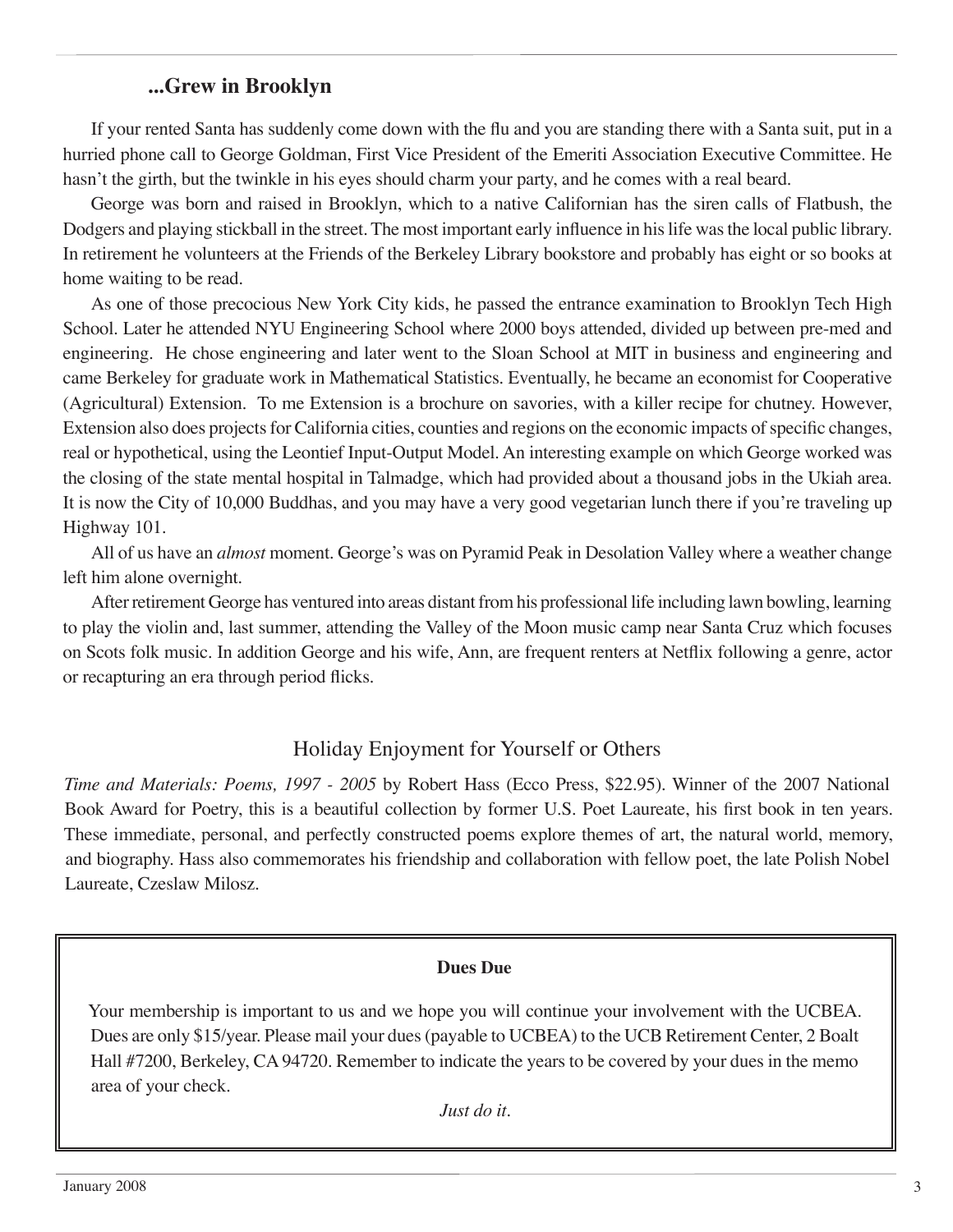### ...Grew in Brooklyn

If your rented Santa has suddenly come down with the flu and you are standing there with a Santa suit, put in a hurried phone call to George Goldman, First Vice President of the Emeriti Association Executive Committee. He hasn't the girth, but the twinkle in his eyes should charm your party, and he comes with a real beard.

George was born and raised in Brooklyn, which to a native Californian has the siren calls of Flatbush, the Dodgers and playing stickball in the street. The most important early influence in his life was the local public library. In retirement he volunteers at the Friends of the Berkeley Library bookstore and probably has eight or so books at home waiting to be read.

As one of those precocious New York City kids, he passed the entrance examination to Brooklyn Tech High School. Later he attended NYU Engineering School where 2000 boys attended, divided up between pre-med and engineering. He chose engineering and later went to the Sloan School at MIT in business and engineering and came Berkeley for graduate work in Mathematical Statistics. Eventually, he became an economist for Cooperative (Agricultural) Extension. To me Extension is a brochure on savories, with a killer recipe for chutney. However, Extension also does projects for California cities, counties and regions on the economic impacts of specific changes, real or hypothetical, using the Leontief Input-Output Model. An interesting example on which George worked was the closing of the state mental hospital in Talmadge, which had provided about a thousand jobs in the Ukiah area. It is now the City of 10,000 Buddhas, and you may have a very good vegetarian lunch there if you're traveling up Highway 101.

All of us have an *almost* moment. George's was on Pyramid Peak in Desolation Valley where a weather change left him alone overnight.

After retirement George has ventured into areas distant from his professional life including lawn bowling, learning to play the violin and, last summer, attending the Valley of the Moon music camp near Santa Cruz which focuses on Scots folk music. In addition George and his wife, Ann, are frequent renters at Netflix following a genre, actor or recapturing an era through period flicks.

## Holiday Enjoyment for Yourself or Others

*Time and Materials: Poems, 1997 - 2005* by Robert Hass (Ecco Press, $22.95). Winner of the 2007 National Book Award for Poetry, this is a beautiful collection by former U.S. Poet Laureate, his first book in ten years. These immediate, personal, and perfectly constructed poems explore themes of art, the natural world, memory, and biography. Hass also commemorates his friendship and collaboration with fellow poet, the late Polish Nobel Laureate, Czeslaw Milosz.

**Dues Due**

Your membership is important to us and we hope you will continue your involvement with the UCBEA. Dues are only $15/year. Please mail your dues (payable to UCBEA) to the UCB Retirement Center, 2 Boalt Hall #7200, Berkeley, CA 94720. Remember to indicate the years to be covered by your dues in the memo area of your check.

*Just do it.*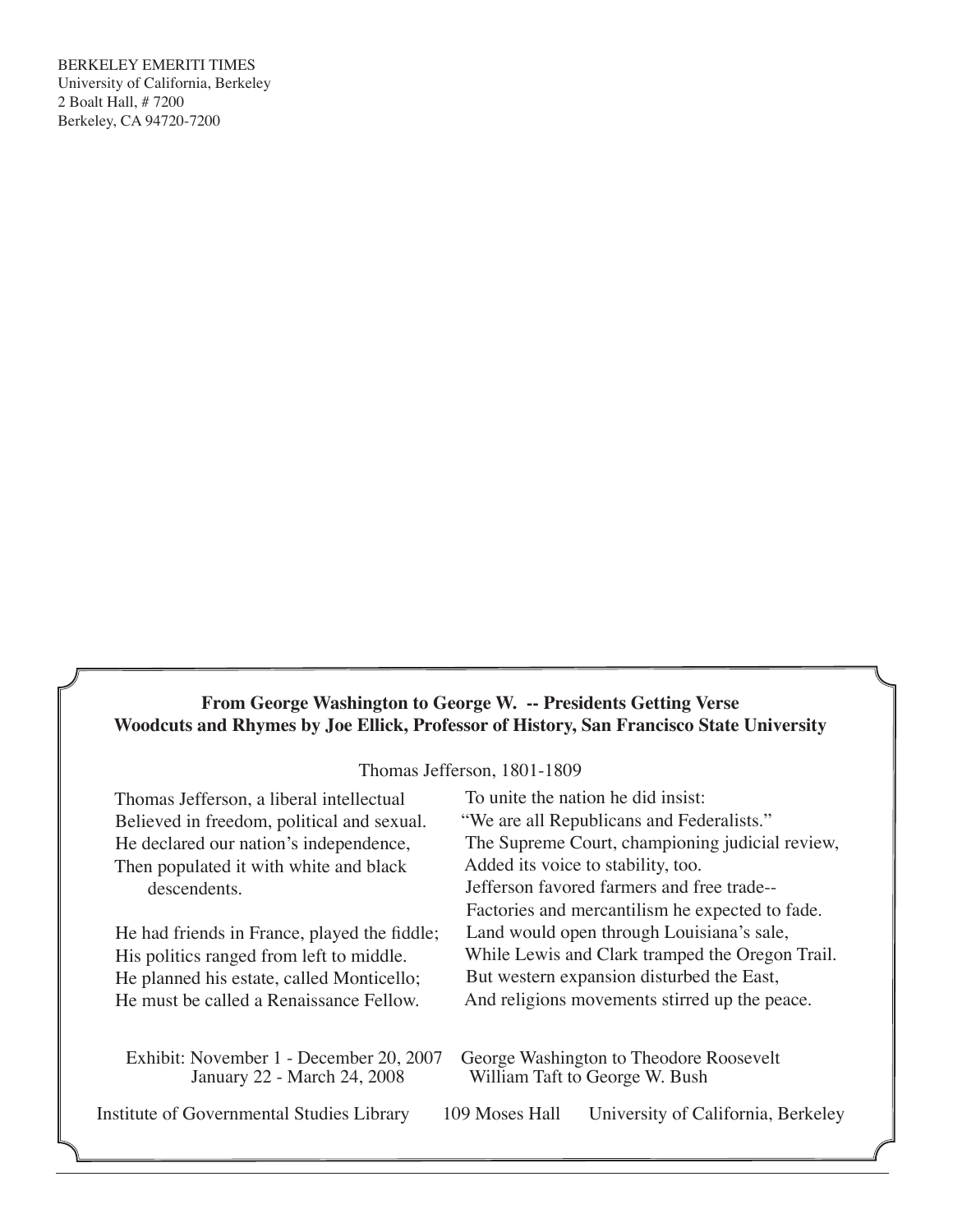BERKELEY EMERITI TIMES
University of California, Berkeley
2 Boalt Hall, # 7200
Berkeley, CA 94720-7200

**From George Washington to George W. -- Presidents Getting Verse**
**Woodcuts and Rhymes by Joe Ellick, Professor of History, San Francisco State University**

Thomas Jefferson, 1801-1809

Thomas Jefferson, a liberal intellectual
Believed in freedom, political and sexual.
He declared our nation's independence,
Then populated it with white and black
descendents.

He had friends in France, played the fiddle;
His politics ranged from left to middle.
He planned his estate, called Monticello;
He must be called a Renaissance Fellow.

To unite the nation he did insist:
"We are all Republicans and Federalists."
The Supreme Court, championing judicial review,
Added its voice to stability, too.
Jefferson favored farmers and free trade--
Factories and mercantilism he expected to fade.
Land would open through Louisiana's sale,
While Lewis and Clark tramped the Oregon Trail.
But western expansion disturbed the East,
And religions movements stirred up the peace.

Exhibit: November 1 - December 20, 2007 — George Washington to Theodore Roosevelt
January 22 - March 24, 2008 — William Taft to George W. Bush

Institute of Governmental Studies Library 109 Moses Hall University of California, Berkeley